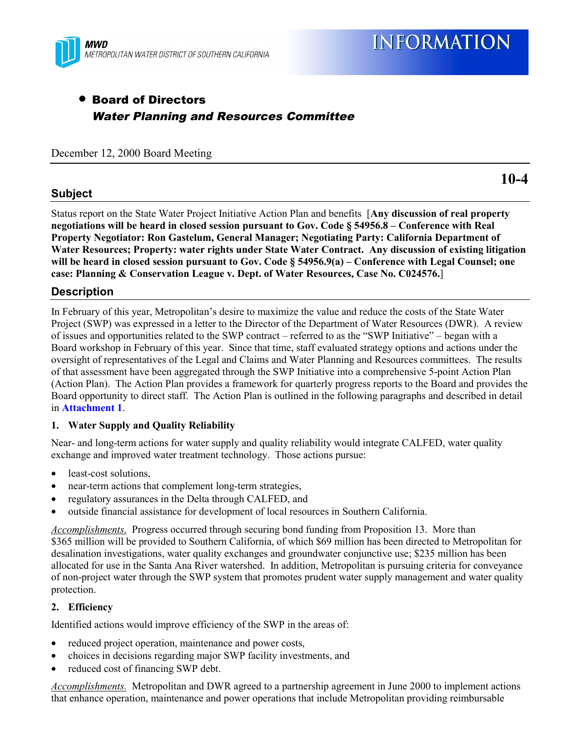MWD
METROPOLITAN WATER DISTRICT OF SOUTHERN CALIFORNIA

INFORMATION

- **Board of Directors**
  ***Water Planning and Resources Committee***

December 12, 2000 Board Meeting

**10-4**

## Subject

Status report on the State Water Project Initiative Action Plan and benefits [**Any discussion of real property negotiations will be heard in closed session pursuant to Gov. Code § 54956.8 – Conference with Real Property Negotiator: Ron Gastelum, General Manager; Negotiating Party: California Department of Water Resources; Property: water rights under State Water Contract. Any discussion of existing litigation will be heard in closed session pursuant to Gov. Code § 54956.9(a) – Conference with Legal Counsel; one case: Planning & Conservation League v. Dept. of Water Resources, Case No. C024576.**]

## Description

In February of this year, Metropolitan's desire to maximize the value and reduce the costs of the State Water Project (SWP) was expressed in a letter to the Director of the Department of Water Resources (DWR). A review of issues and opportunities related to the SWP contract – referred to as the "SWP Initiative" – began with a Board workshop in February of this year. Since that time, staff evaluated strategy options and actions under the oversight of representatives of the Legal and Claims and Water Planning and Resources committees. The results of that assessment have been aggregated through the SWP Initiative into a comprehensive 5-point Action Plan (Action Plan). The Action Plan provides a framework for quarterly progress reports to the Board and provides the Board opportunity to direct staff. The Action Plan is outlined in the following paragraphs and described in detail in **Attachment 1**.

**1. Water Supply and Quality Reliability**

Near- and long-term actions for water supply and quality reliability would integrate CALFED, water quality exchange and improved water treatment technology. Those actions pursue:

- least-cost solutions,
- near-term actions that complement long-term strategies,
- regulatory assurances in the Delta through CALFED, and
- outside financial assistance for development of local resources in Southern California.

*Accomplishments.* Progress occurred through securing bond funding from Proposition 13. More than $365 million will be provided to Southern California, of which $69 million has been directed to Metropolitan for desalination investigations, water quality exchanges and groundwater conjunctive use; $235 million has been allocated for use in the Santa Ana River watershed. In addition, Metropolitan is pursuing criteria for conveyance of non-project water through the SWP system that promotes prudent water supply management and water quality protection.

**2. Efficiency**

Identified actions would improve efficiency of the SWP in the areas of:

- reduced project operation, maintenance and power costs,
- choices in decisions regarding major SWP facility investments, and
- reduced cost of financing SWP debt.

*Accomplishments.* Metropolitan and DWR agreed to a partnership agreement in June 2000 to implement actions that enhance operation, maintenance and power operations that include Metropolitan providing reimbursable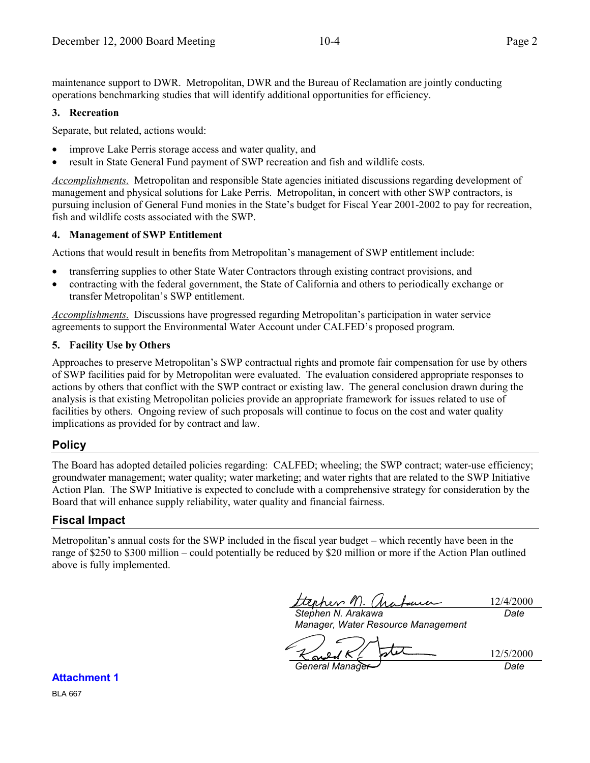maintenance support to DWR. Metropolitan, DWR and the Bureau of Reclamation are jointly conducting operations benchmarking studies that will identify additional opportunities for efficiency.

**3. Recreation**

Separate, but related, actions would:

- improve Lake Perris storage access and water quality, and
- result in State General Fund payment of SWP recreation and fish and wildlife costs.

*Accomplishments.* Metropolitan and responsible State agencies initiated discussions regarding development of management and physical solutions for Lake Perris. Metropolitan, in concert with other SWP contractors, is pursuing inclusion of General Fund monies in the State's budget for Fiscal Year 2001-2002 to pay for recreation, fish and wildlife costs associated with the SWP.

**4. Management of SWP Entitlement**

Actions that would result in benefits from Metropolitan's management of SWP entitlement include:

- transferring supplies to other State Water Contractors through existing contract provisions, and
- contracting with the federal government, the State of California and others to periodically exchange or transfer Metropolitan's SWP entitlement.

*Accomplishments.* Discussions have progressed regarding Metropolitan's participation in water service agreements to support the Environmental Water Account under CALFED's proposed program.

**5. Facility Use by Others**

Approaches to preserve Metropolitan's SWP contractual rights and promote fair compensation for use by others of SWP facilities paid for by Metropolitan were evaluated. The evaluation considered appropriate responses to actions by others that conflict with the SWP contract or existing law. The general conclusion drawn during the analysis is that existing Metropolitan policies provide an appropriate framework for issues related to use of facilities by others. Ongoing review of such proposals will continue to focus on the cost and water quality implications as provided for by contract and law.

## Policy

The Board has adopted detailed policies regarding: CALFED; wheeling; the SWP contract; water-use efficiency; groundwater management; water quality; water marketing; and water rights that are related to the SWP Initiative Action Plan. The SWP Initiative is expected to conclude with a comprehensive strategy for consideration by the Board that will enhance supply reliability, water quality and financial fairness.

## Fiscal Impact

Metropolitan's annual costs for the SWP included in the fiscal year budget – which recently have been in the range of $250 to $300 million – could potentially be reduced by $20 million or more if the Action Plan outlined above is fully implemented.

*Stephen N. Arakawa*
*Manager, Water Resource Management*
12/4/2000
*Date*

*General Manager*
12/5/2000
*Date*

**Attachment 1**

BLA 667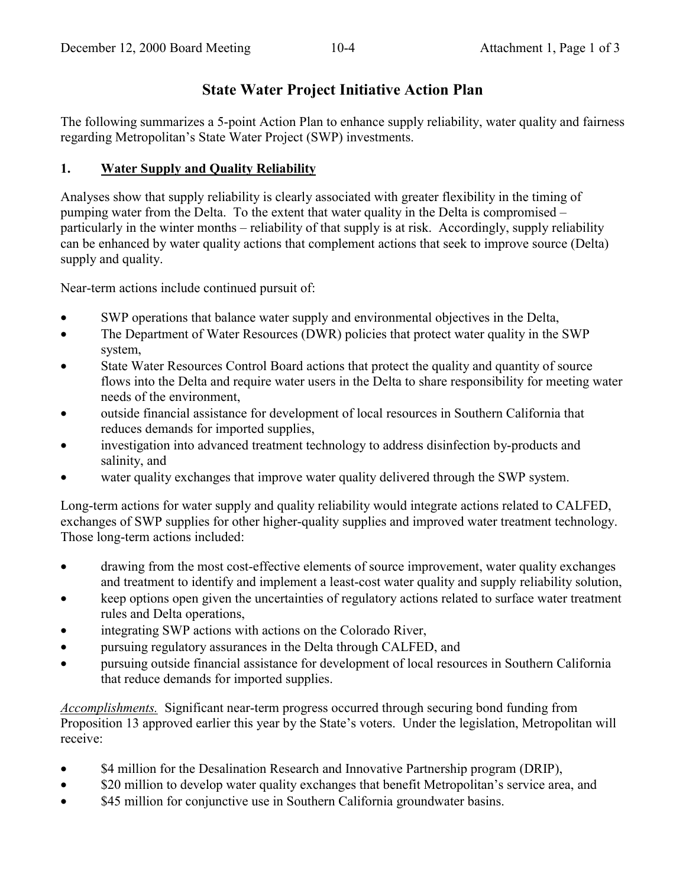# State Water Project Initiative Action Plan

The following summarizes a 5-point Action Plan to enhance supply reliability, water quality and fairness regarding Metropolitan's State Water Project (SWP) investments.

## 1. Water Supply and Quality Reliability

Analyses show that supply reliability is clearly associated with greater flexibility in the timing of pumping water from the Delta. To the extent that water quality in the Delta is compromised – particularly in the winter months – reliability of that supply is at risk. Accordingly, supply reliability can be enhanced by water quality actions that complement actions that seek to improve source (Delta) supply and quality.

Near-term actions include continued pursuit of:

- SWP operations that balance water supply and environmental objectives in the Delta,
- The Department of Water Resources (DWR) policies that protect water quality in the SWP system,
- State Water Resources Control Board actions that protect the quality and quantity of source flows into the Delta and require water users in the Delta to share responsibility for meeting water needs of the environment,
- outside financial assistance for development of local resources in Southern California that reduces demands for imported supplies,
- investigation into advanced treatment technology to address disinfection by-products and salinity, and
- water quality exchanges that improve water quality delivered through the SWP system.

Long-term actions for water supply and quality reliability would integrate actions related to CALFED, exchanges of SWP supplies for other higher-quality supplies and improved water treatment technology. Those long-term actions included:

- drawing from the most cost-effective elements of source improvement, water quality exchanges and treatment to identify and implement a least-cost water quality and supply reliability solution,
- keep options open given the uncertainties of regulatory actions related to surface water treatment rules and Delta operations,
- integrating SWP actions with actions on the Colorado River,
- pursuing regulatory assurances in the Delta through CALFED, and
- pursuing outside financial assistance for development of local resources in Southern California that reduce demands for imported supplies.

*Accomplishments.* Significant near-term progress occurred through securing bond funding from Proposition 13 approved earlier this year by the State's voters. Under the legislation, Metropolitan will receive:

- \$4 million for the Desalination Research and Innovative Partnership program (DRIP),
- \$20 million to develop water quality exchanges that benefit Metropolitan's service area, and
- \$45 million for conjunctive use in Southern California groundwater basins.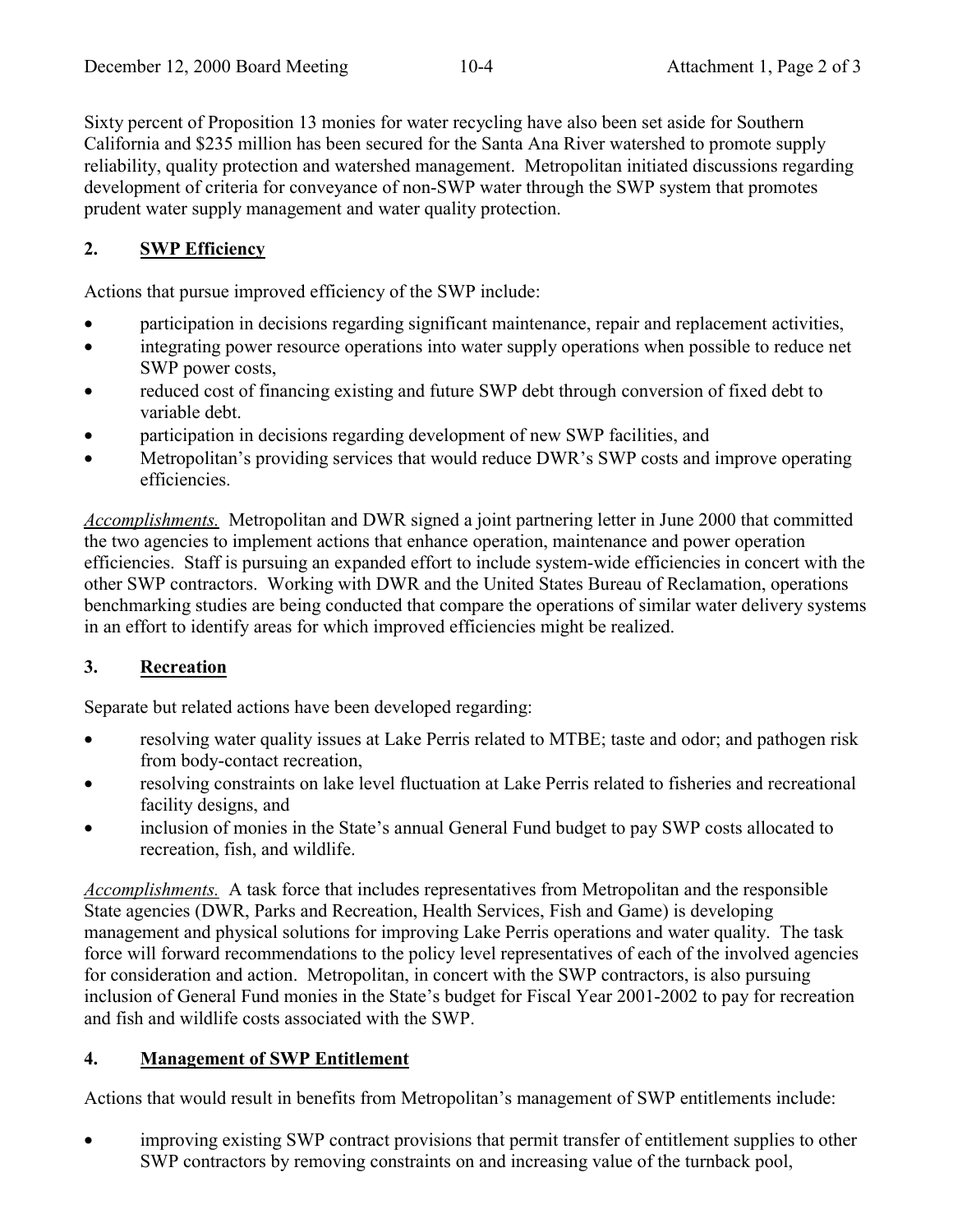Sixty percent of Proposition 13 monies for water recycling have also been set aside for Southern California and $235 million has been secured for the Santa Ana River watershed to promote supply reliability, quality protection and watershed management. Metropolitan initiated discussions regarding development of criteria for conveyance of non-SWP water through the SWP system that promotes prudent water supply management and water quality protection.

## 2. SWP Efficiency

Actions that pursue improved efficiency of the SWP include:

- participation in decisions regarding significant maintenance, repair and replacement activities,
- integrating power resource operations into water supply operations when possible to reduce net SWP power costs,
- reduced cost of financing existing and future SWP debt through conversion of fixed debt to variable debt.
- participation in decisions regarding development of new SWP facilities, and
- Metropolitan's providing services that would reduce DWR's SWP costs and improve operating efficiencies.

*Accomplishments.* Metropolitan and DWR signed a joint partnering letter in June 2000 that committed the two agencies to implement actions that enhance operation, maintenance and power operation efficiencies. Staff is pursuing an expanded effort to include system-wide efficiencies in concert with the other SWP contractors. Working with DWR and the United States Bureau of Reclamation, operations benchmarking studies are being conducted that compare the operations of similar water delivery systems in an effort to identify areas for which improved efficiencies might be realized.

## 3. Recreation

Separate but related actions have been developed regarding:

- resolving water quality issues at Lake Perris related to MTBE; taste and odor; and pathogen risk from body-contact recreation,
- resolving constraints on lake level fluctuation at Lake Perris related to fisheries and recreational facility designs, and
- inclusion of monies in the State's annual General Fund budget to pay SWP costs allocated to recreation, fish, and wildlife.

*Accomplishments.* A task force that includes representatives from Metropolitan and the responsible State agencies (DWR, Parks and Recreation, Health Services, Fish and Game) is developing management and physical solutions for improving Lake Perris operations and water quality. The task force will forward recommendations to the policy level representatives of each of the involved agencies for consideration and action. Metropolitan, in concert with the SWP contractors, is also pursuing inclusion of General Fund monies in the State's budget for Fiscal Year 2001-2002 to pay for recreation and fish and wildlife costs associated with the SWP.

## 4. Management of SWP Entitlement

Actions that would result in benefits from Metropolitan's management of SWP entitlements include:

- improving existing SWP contract provisions that permit transfer of entitlement supplies to other SWP contractors by removing constraints on and increasing value of the turnback pool,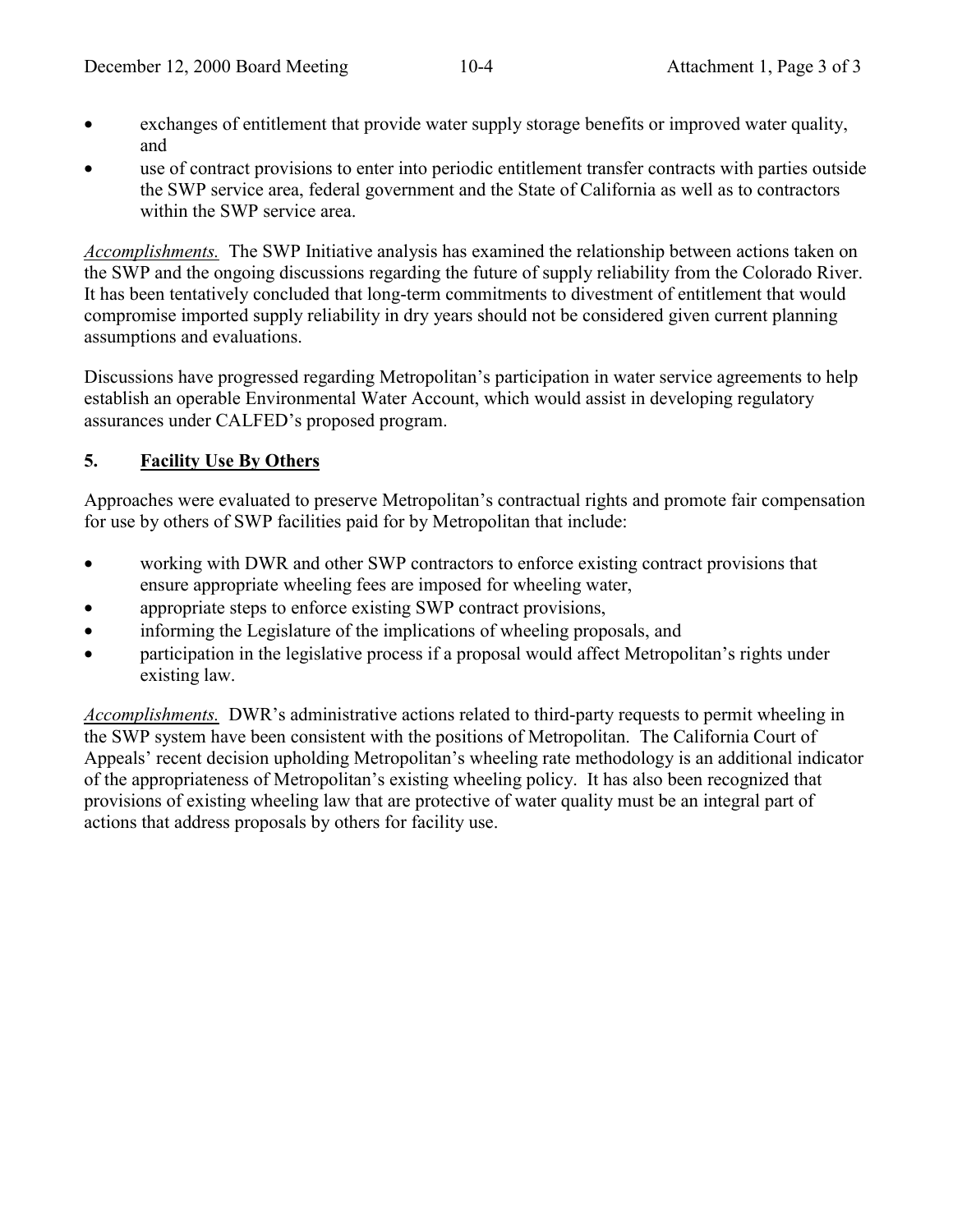- exchanges of entitlement that provide water supply storage benefits or improved water quality, and
- use of contract provisions to enter into periodic entitlement transfer contracts with parties outside the SWP service area, federal government and the State of California as well as to contractors within the SWP service area.

*Accomplishments.* The SWP Initiative analysis has examined the relationship between actions taken on the SWP and the ongoing discussions regarding the future of supply reliability from the Colorado River. It has been tentatively concluded that long-term commitments to divestment of entitlement that would compromise imported supply reliability in dry years should not be considered given current planning assumptions and evaluations.

Discussions have progressed regarding Metropolitan's participation in water service agreements to help establish an operable Environmental Water Account, which would assist in developing regulatory assurances under CALFED's proposed program.

## 5. Facility Use By Others

Approaches were evaluated to preserve Metropolitan's contractual rights and promote fair compensation for use by others of SWP facilities paid for by Metropolitan that include:

- working with DWR and other SWP contractors to enforce existing contract provisions that ensure appropriate wheeling fees are imposed for wheeling water,
- appropriate steps to enforce existing SWP contract provisions,
- informing the Legislature of the implications of wheeling proposals, and
- participation in the legislative process if a proposal would affect Metropolitan's rights under existing law.

*Accomplishments.* DWR's administrative actions related to third-party requests to permit wheeling in the SWP system have been consistent with the positions of Metropolitan. The California Court of Appeals' recent decision upholding Metropolitan's wheeling rate methodology is an additional indicator of the appropriateness of Metropolitan's existing wheeling policy. It has also been recognized that provisions of existing wheeling law that are protective of water quality must be an integral part of actions that address proposals by others for facility use.